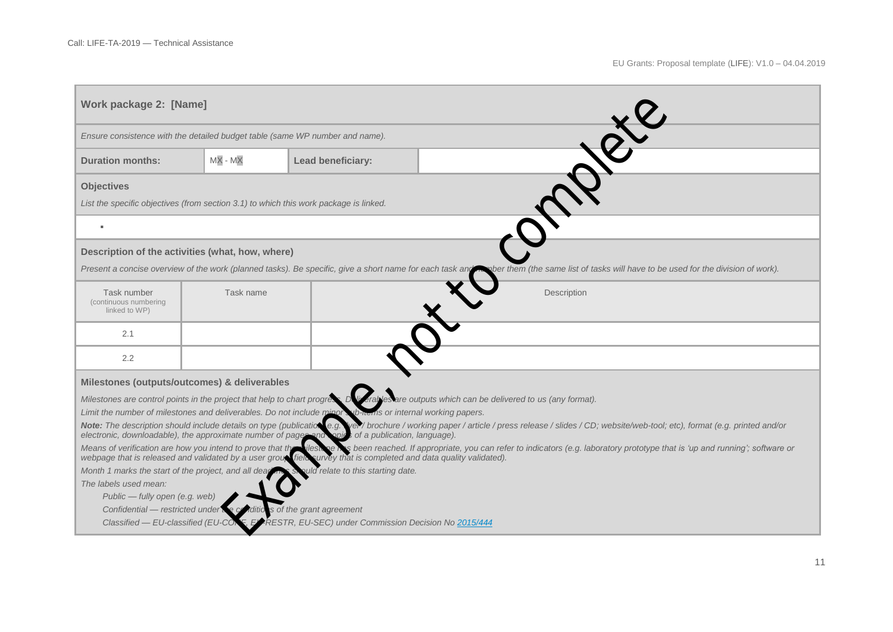| **Work package 2: [Name]** | | | |
|---|---|---|---|
| *Ensure consistence with the detailed budget table (same WP number and name).* | | | |
| **Duration months:** | MX - MX | **Lead beneficiary:** | |

**Objectives**

*List the specific objectives (from section 3.1) to which this work package is linked.*

- 

**Description of the activities (what, how, where)**

*Present a concise overview of the work (planned tasks). Be specific, give a short name for each task and number them (the same list of tasks will have to be used for the division of work).*

| Task number (continuous numbering linked to WP) | Task name | Description |
|---|---|---|
| 2.1 | | |
| 2.2 | | |

**Milestones (outputs/outcomes) & deliverables**

*Milestones are control points in the project that help to chart progress. Deliverables are outputs which can be delivered to us (any format).*

*Limit the number of milestones and deliverables. Do not include minor items or internal working papers.*

***Note:*** *The description should include details on type (publication / brochure / working paper / article / press release / slides / CD; website/web-tool; etc), format (e.g. printed and/or electronic, downloadable), the approximate number of pages and copies of a publication, language).*

*Means of verification are how you intend to prove that a milestone has been reached. If appropriate, you can refer to indicators (e.g. laboratory prototype that is 'up and running'; software or webpage that is released and validated by a user group; field survey that is completed and data quality validated).*

*Month 1 marks the start of the project, and all deadlines should relate to this starting date.*

*The labels used mean:*

*Public — fully open (e.g. web)*

*Confidential — restricted under conditions of the grant agreement*

*Classified — EU-classified (EU-CONF, EU-RESTR, EU-SEC) under Commission Decision No [2015/444](#)*

Example, not to complete